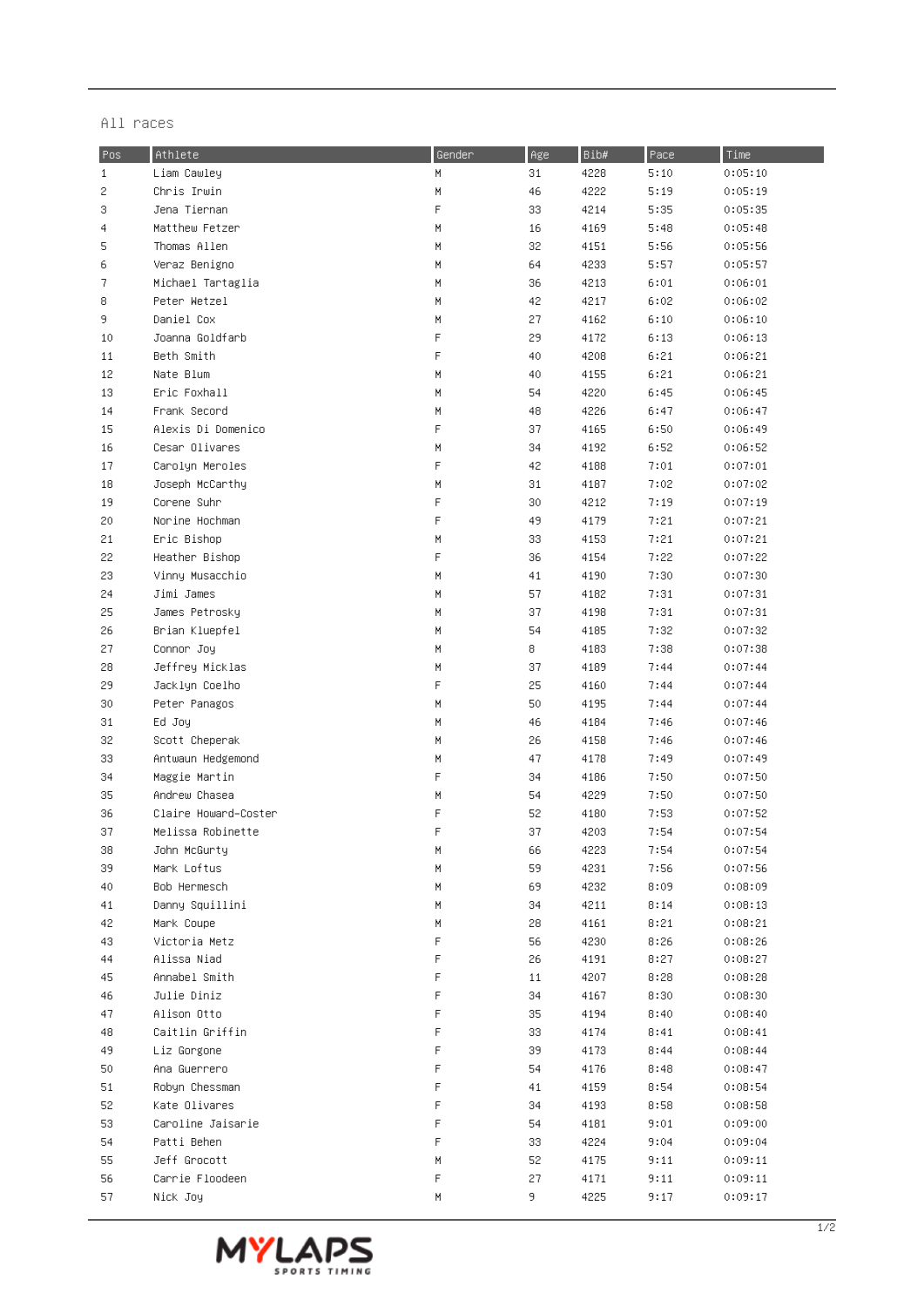All races

| Pos | Athlete | Gender | Age | Bib# | Pace | Time |
|---|---|---|---|---|---|---|
| 1 | Liam Cawley | M | 31 | 4228 | 5:10 | 0:05:10 |
| 2 | Chris Irwin | M | 46 | 4222 | 5:19 | 0:05:19 |
| 3 | Jena Tiernan | F | 33 | 4214 | 5:35 | 0:05:35 |
| 4 | Matthew Fetzer | M | 16 | 4169 | 5:48 | 0:05:48 |
| 5 | Thomas Allen | M | 32 | 4151 | 5:56 | 0:05:56 |
| 6 | Veraz Benigno | M | 64 | 4233 | 5:57 | 0:05:57 |
| 7 | Michael Tartaglia | M | 36 | 4213 | 6:01 | 0:06:01 |
| 8 | Peter Wetzel | M | 42 | 4217 | 6:02 | 0:06:02 |
| 9 | Daniel Cox | M | 27 | 4162 | 6:10 | 0:06:10 |
| 10 | Joanna Goldfarb | F | 29 | 4172 | 6:13 | 0:06:13 |
| 11 | Beth Smith | F | 40 | 4208 | 6:21 | 0:06:21 |
| 12 | Nate Blum | M | 40 | 4155 | 6:21 | 0:06:21 |
| 13 | Eric Foxhall | M | 54 | 4220 | 6:45 | 0:06:45 |
| 14 | Frank Second | M | 48 | 4226 | 6:47 | 0:06:47 |
| 15 | Alexis Di Domenico | F | 37 | 4165 | 6:50 | 0:06:49 |
| 16 | Cesar Olivares | M | 34 | 4192 | 6:52 | 0:06:52 |
| 17 | Carolyn Meroles | F | 42 | 4188 | 7:01 | 0:07:01 |
| 18 | Joseph McCarthy | M | 31 | 4187 | 7:02 | 0:07:02 |
| 19 | Corene Suhr | F | 30 | 4212 | 7:19 | 0:07:19 |
| 20 | Norine Hochman | F | 49 | 4179 | 7:21 | 0:07:21 |
| 21 | Eric Bishop | M | 33 | 4153 | 7:21 | 0:07:21 |
| 22 | Heather Bishop | F | 36 | 4154 | 7:22 | 0:07:22 |
| 23 | Vinny Musacchio | M | 41 | 4190 | 7:30 | 0:07:30 |
| 24 | Jimi James | M | 57 | 4182 | 7:31 | 0:07:31 |
| 25 | James Petrosky | M | 37 | 4198 | 7:31 | 0:07:31 |
| 26 | Brian Kluepfel | M | 54 | 4185 | 7:32 | 0:07:32 |
| 27 | Connor Joy | M | 8 | 4183 | 7:38 | 0:07:38 |
| 28 | Jeffrey Micklas | M | 37 | 4189 | 7:44 | 0:07:44 |
| 29 | Jacklyn Coelho | F | 25 | 4160 | 7:44 | 0:07:44 |
| 30 | Peter Panagos | M | 50 | 4195 | 7:44 | 0:07:44 |
| 31 | Ed Joy | M | 46 | 4184 | 7:46 | 0:07:46 |
| 32 | Scott Cheperak | M | 26 | 4158 | 7:46 | 0:07:46 |
| 33 | Antwaun Hedgemond | M | 47 | 4178 | 7:49 | 0:07:49 |
| 34 | Maggie Martin | F | 34 | 4186 | 7:50 | 0:07:50 |
| 35 | Andrew Chasea | M | 54 | 4229 | 7:50 | 0:07:50 |
| 36 | Claire Howard-Coster | F | 52 | 4180 | 7:53 | 0:07:52 |
| 37 | Melissa Robinette | F | 37 | 4203 | 7:54 | 0:07:54 |
| 38 | John McGurty | M | 66 | 4223 | 7:54 | 0:07:54 |
| 39 | Mark Loftus | M | 59 | 4231 | 7:56 | 0:07:56 |
| 40 | Bob Hermesch | M | 69 | 4232 | 8:09 | 0:08:09 |
| 41 | Danny Squillini | M | 34 | 4211 | 8:14 | 0:08:13 |
| 42 | Mark Coupe | M | 28 | 4161 | 8:21 | 0:08:21 |
| 43 | Victoria Metz | F | 56 | 4230 | 8:26 | 0:08:26 |
| 44 | Alissa Niad | F | 26 | 4191 | 8:27 | 0:08:27 |
| 45 | Annabel Smith | F | 11 | 4207 | 8:28 | 0:08:28 |
| 46 | Julie Diniz | F | 34 | 4167 | 8:30 | 0:08:30 |
| 47 | Alison Otto | F | 35 | 4194 | 8:40 | 0:08:40 |
| 48 | Caitlin Griffin | F | 33 | 4174 | 8:41 | 0:08:41 |
| 49 | Liz Gorgone | F | 39 | 4173 | 8:44 | 0:08:44 |
| 50 | Ana Guerrero | F | 54 | 4176 | 8:48 | 0:08:47 |
| 51 | Robyn Chessman | F | 41 | 4159 | 8:54 | 0:08:54 |
| 52 | Kate Olivares | F | 34 | 4193 | 8:58 | 0:08:58 |
| 53 | Caroline Jaisarie | F | 54 | 4181 | 9:01 | 0:09:00 |
| 54 | Patti Behen | F | 33 | 4224 | 9:04 | 0:09:04 |
| 55 | Jeff Grocott | M | 52 | 4175 | 9:11 | 0:09:11 |
| 56 | Carrie Floodeen | F | 27 | 4171 | 9:11 | 0:09:11 |
| 57 | Nick Joy | M | 9 | 4225 | 9:17 | 0:09:17 |

MYLAPS SPORTS TIMING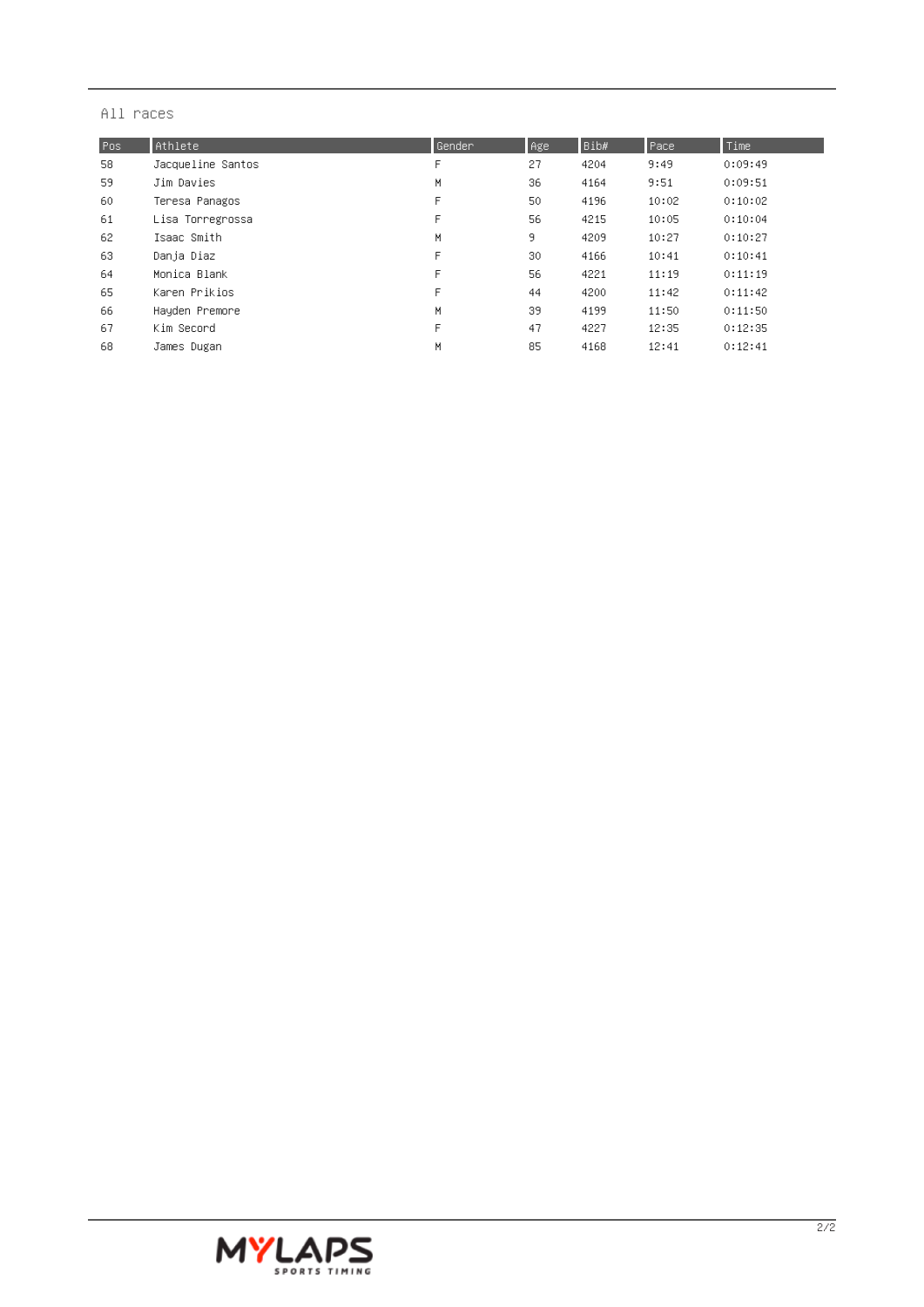All races

| Pos | Athlete | Gender | Age | Bib# | Pace | Time |
|---|---|---|---|---|---|---|
| 58 | Jacqueline Santos | F | 27 | 4204 | 9:49 | 0:09:49 |
| 59 | Jim Davies | M | 36 | 4164 | 9:51 | 0:09:51 |
| 60 | Teresa Panagos | F | 50 | 4196 | 10:02 | 0:10:02 |
| 61 | Lisa Torregrossa | F | 56 | 4215 | 10:05 | 0:10:04 |
| 62 | Isaac Smith | M | 9 | 4209 | 10:27 | 0:10:27 |
| 63 | Danja Diaz | F | 30 | 4166 | 10:41 | 0:10:41 |
| 64 | Monica Blank | F | 56 | 4221 | 11:19 | 0:11:19 |
| 65 | Karen Prikios | F | 44 | 4200 | 11:42 | 0:11:42 |
| 66 | Hayden Premore | M | 39 | 4199 | 11:50 | 0:11:50 |
| 67 | Kim Secord | F | 47 | 4227 | 12:35 | 0:12:35 |
| 68 | James Dugan | M | 85 | 4168 | 12:41 | 0:12:41 |